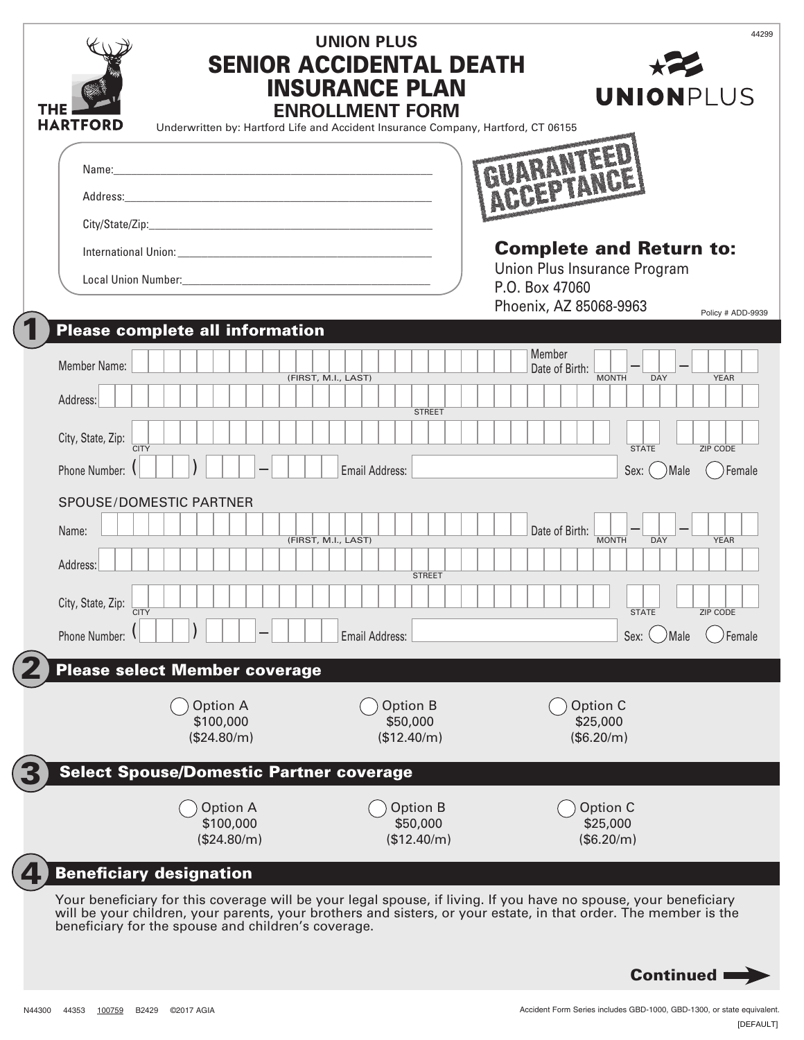44299

THE HARTFORD

# UNION PLUS
# SENIOR ACCIDENTAL DEATH INSURANCE PLAN
## ENROLLMENT FORM

UNIONPLUS

Underwritten by: Hartford Life and Accident Insurance Company, Hartford, CT 06155

Name: ______________________________

Address: ______________________________

City/State/Zip: ______________________________

International Union: ______________________________

Local Union Number: ______________________________

GUARANTEED ACCEPTANCE

**Complete and Return to:**
Union Plus Insurance Program
P.O. Box 47060
Phoenix, AZ 85068-9963

Policy # ADD-9939

## 1 Please complete all information

Member Name: ______________________________ (FIRST, M.I., LAST) Member Date of Birth: ____ – ____ – ______ (MONTH DAY YEAR)

Address: ______________________________ (STREET)

City, State, Zip: ______________________ (CITY) ____ (STATE) ______ (ZIP CODE)

Phone Number: ( ) – Email Address: ______________ Sex: ◯ Male ◯ Female

SPOUSE/DOMESTIC PARTNER

Name: ______________________________ (FIRST, M.I., LAST) Date of Birth: ____ – ____ – ______ (MONTH DAY YEAR)

Address: ______________________________ (STREET)

City, State, Zip: ______________________ (CITY) ____ (STATE) ______ (ZIP CODE)

Phone Number: ( ) – Email Address: ______________ Sex: ◯ Male ◯ Female

## 2 Please select Member coverage

| ◯ Option A | ◯ Option B | ◯ Option C |
|---|---|---|
| $100,000 | $50,000 | $25,000 |
| ($24.80/m) | ($12.40/m) | ($6.20/m) |

## 3 Select Spouse/Domestic Partner coverage

| ◯ Option A | ◯ Option B | ◯ Option C |
|---|---|---|
| $100,000 | $50,000 | $25,000 |
| ($24.80/m) | ($12.40/m) | ($6.20/m) |

## 4 Beneficiary designation

Your beneficiary for this coverage will be your legal spouse, if living. If you have no spouse, your beneficiary will be your children, your parents, your brothers and sisters, or your estate, in that order. The member is the beneficiary for the spouse and children's coverage.

**Continued →**

N44300 44353 100759 B2429 ©2017 AGIA

Accident Form Series includes GBD-1000, GBD-1300, or state equivalent.

[DEFAULT]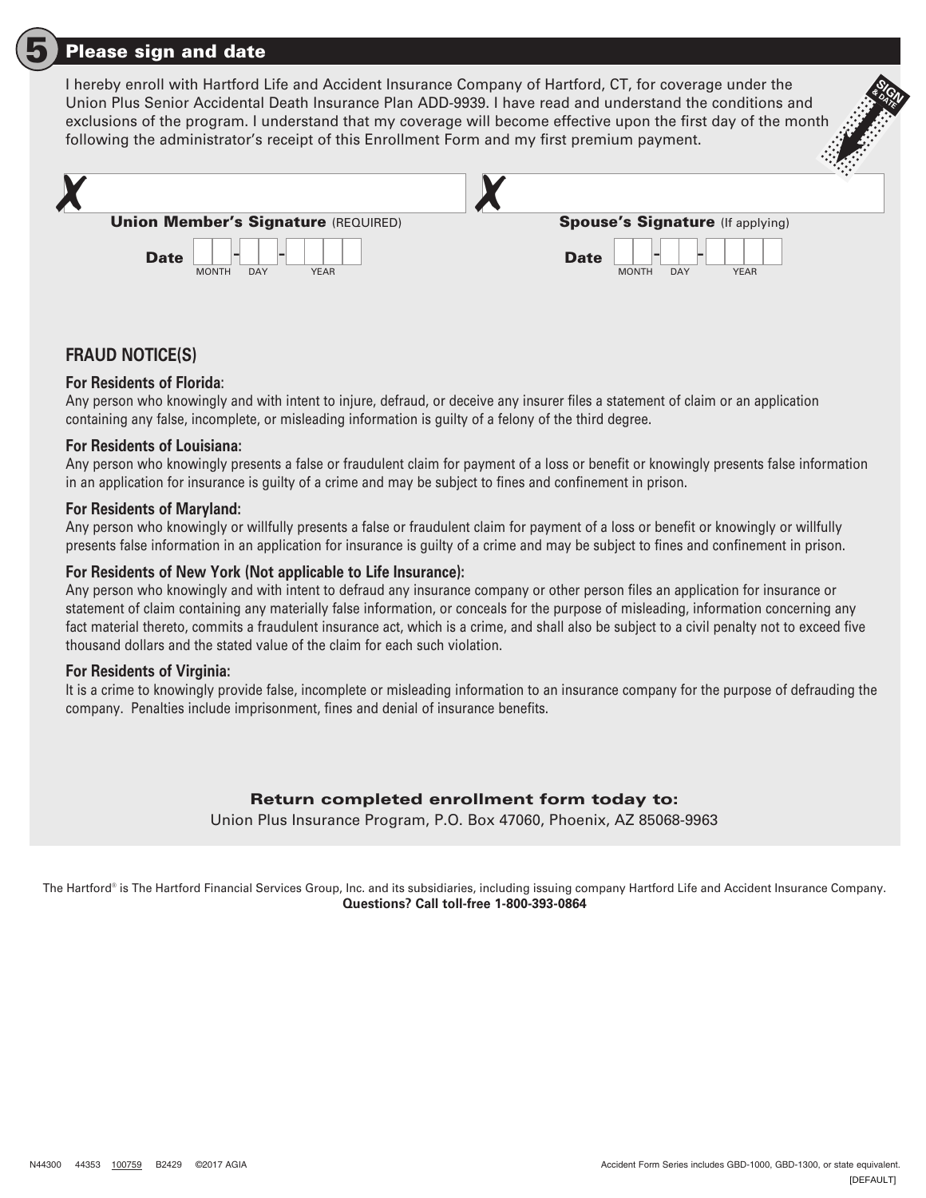## 5 Please sign and date

I hereby enroll with Hartford Life and Accident Insurance Company of Hartford, CT, for coverage under the Union Plus Senior Accidental Death Insurance Plan ADD-9939. I have read and understand the conditions and exclusions of the program. I understand that my coverage will become effective upon the first day of the month following the administrator's receipt of this Enrollment Form and my first premium payment.

SIGN & DATE

X ______________________________

**Union Member's Signature** (REQUIRED)

**Date** ___ ___ - ___ ___ - ___ ___ ___ ___
MONTH DAY YEAR

X ______________________________

**Spouse's Signature** (If applying)

**Date** ___ ___ - ___ ___ - ___ ___ ___ ___
MONTH DAY YEAR

### FRAUD NOTICE(S)

**For Residents of Florida:**
Any person who knowingly and with intent to injure, defraud, or deceive any insurer files a statement of claim or an application containing any false, incomplete, or misleading information is guilty of a felony of the third degree.

**For Residents of Louisiana:**
Any person who knowingly presents a false or fraudulent claim for payment of a loss or benefit or knowingly presents false information in an application for insurance is guilty of a crime and may be subject to fines and confinement in prison.

**For Residents of Maryland:**
Any person who knowingly or willfully presents a false or fraudulent claim for payment of a loss or benefit or knowingly or willfully presents false information in an application for insurance is guilty of a crime and may be subject to fines and confinement in prison.

**For Residents of New York (Not applicable to Life Insurance):**
Any person who knowingly and with intent to defraud any insurance company or other person files an application for insurance or statement of claim containing any materially false information, or conceals for the purpose of misleading, information concerning any fact material thereto, commits a fraudulent insurance act, which is a crime, and shall also be subject to a civil penalty not to exceed five thousand dollars and the stated value of the claim for each such violation.

**For Residents of Virginia:**
It is a crime to knowingly provide false, incomplete or misleading information to an insurance company for the purpose of defrauding the company. Penalties include imprisonment, fines and denial of insurance benefits.

**Return completed enrollment form today to:**
Union Plus Insurance Program, P.O. Box 47060, Phoenix, AZ 85068-9963

The Hartford® is The Hartford Financial Services Group, Inc. and its subsidiaries, including issuing company Hartford Life and Accident Insurance Company.
**Questions? Call toll-free 1-800-393-0864**

N44300 44353 100759 B2429 ©2017 AGIA

Accident Form Series includes GBD-1000, GBD-1300, or state equivalent.
[DEFAULT]